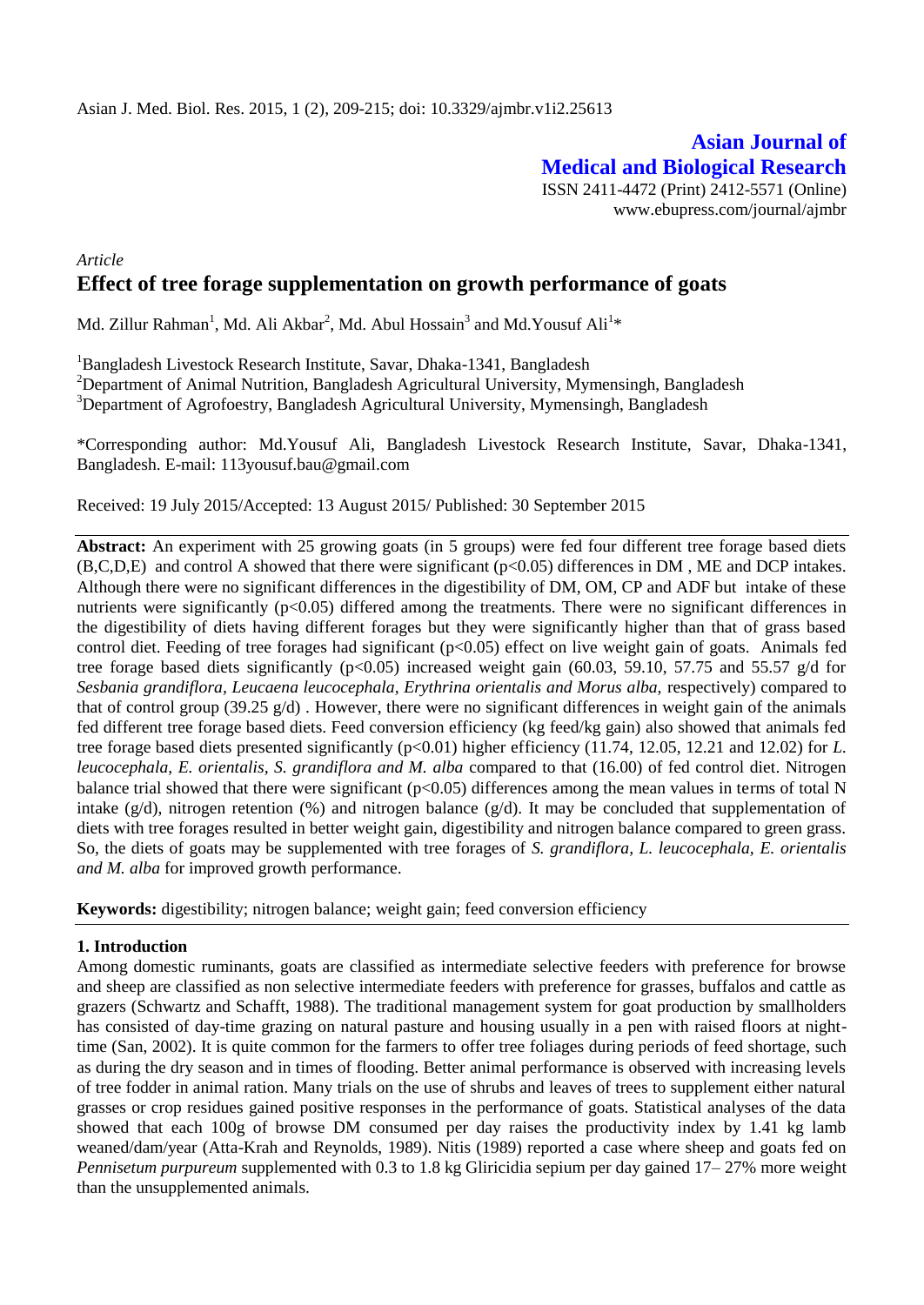Asian J. Med. Biol. Res. 2015, 1 (2), 209-215; doi: 10.3329/ajmbr.v1i2.25613

**Asian Journal of Medical and Biological Research**

ISSN 2411-4472 (Print) 2412-5571 (Online)
www.ebupress.com/journal/ajmbr

*Article*

# Effect of tree forage supplementation on growth performance of goats

Md. Zillur Rahman[1], Md. Ali Akbar[2], Md. Abul Hossain[3] and Md.Yousuf Ali[1]*

[1]Bangladesh Livestock Research Institute, Savar, Dhaka-1341, Bangladesh
[2]Department of Animal Nutrition, Bangladesh Agricultural University, Mymensingh, Bangladesh
[3]Department of Agrofoestry, Bangladesh Agricultural University, Mymensingh, Bangladesh

*Corresponding author: Md.Yousuf Ali, Bangladesh Livestock Research Institute, Savar, Dhaka-1341, Bangladesh. E-mail: 113yousuf.bau@gmail.com

Received: 19 July 2015/Accepted: 13 August 2015/ Published: 30 September 2015

**Abstract:** An experiment with 25 growing goats (in 5 groups) were fed four different tree forage based diets (B,C,D,E) and control A showed that there were significant ($p<0.05$) differences in DM , ME and DCP intakes. Although there were no significant differences in the digestibility of DM, OM, CP and ADF but intake of these nutrients were significantly ($p<0.05$) differed among the treatments. There were no significant differences in the digestibility of diets having different forages but they were significantly higher than that of grass based control diet. Feeding of tree forages had significant ($p<0.05$) effect on live weight gain of goats. Animals fed tree forage based diets significantly ($p<0.05$) increased weight gain (60.03, 59.10, 57.75 and 55.57 g/d for *Sesbania grandiflora, Leucaena leucocephala, Erythrina orientalis and Morus alba,* respectively) compared to that of control group (39.25 g/d) . However, there were no significant differences in weight gain of the animals fed different tree forage based diets. Feed conversion efficiency (kg feed/kg gain) also showed that animals fed tree forage based diets presented significantly ($p<0.01$) higher efficiency (11.74, 12.05, 12.21 and 12.02) for *L. leucocephala, E. orientalis, S. grandiflora and M. alba* compared to that (16.00) of fed control diet. Nitrogen balance trial showed that there were significant ($p<0.05$) differences among the mean values in terms of total N intake (g/d), nitrogen retention (%) and nitrogen balance (g/d). It may be concluded that supplementation of diets with tree forages resulted in better weight gain, digestibility and nitrogen balance compared to green grass. So, the diets of goats may be supplemented with tree forages of *S. grandiflora, L. leucocephala, E. orientalis and M. alba* for improved growth performance.

**Keywords:** digestibility; nitrogen balance; weight gain; feed conversion efficiency

## 1. Introduction

Among domestic ruminants, goats are classified as intermediate selective feeders with preference for browse and sheep are classified as non selective intermediate feeders with preference for grasses, buffalos and cattle as grazers (Schwartz and Schafft, 1988). The traditional management system for goat production by smallholders has consisted of day-time grazing on natural pasture and housing usually in a pen with raised floors at night-time (San, 2002). It is quite common for the farmers to offer tree foliages during periods of feed shortage, such as during the dry season and in times of flooding. Better animal performance is observed with increasing levels of tree fodder in animal ration. Many trials on the use of shrubs and leaves of trees to supplement either natural grasses or crop residues gained positive responses in the performance of goats. Statistical analyses of the data showed that each 100g of browse DM consumed per day raises the productivity index by 1.41 kg lamb weaned/dam/year (Atta-Krah and Reynolds, 1989). Nitis (1989) reported a case where sheep and goats fed on *Pennisetum purpureum* supplemented with 0.3 to 1.8 kg Gliricidia sepium per day gained 17– 27% more weight than the unsupplemented animals.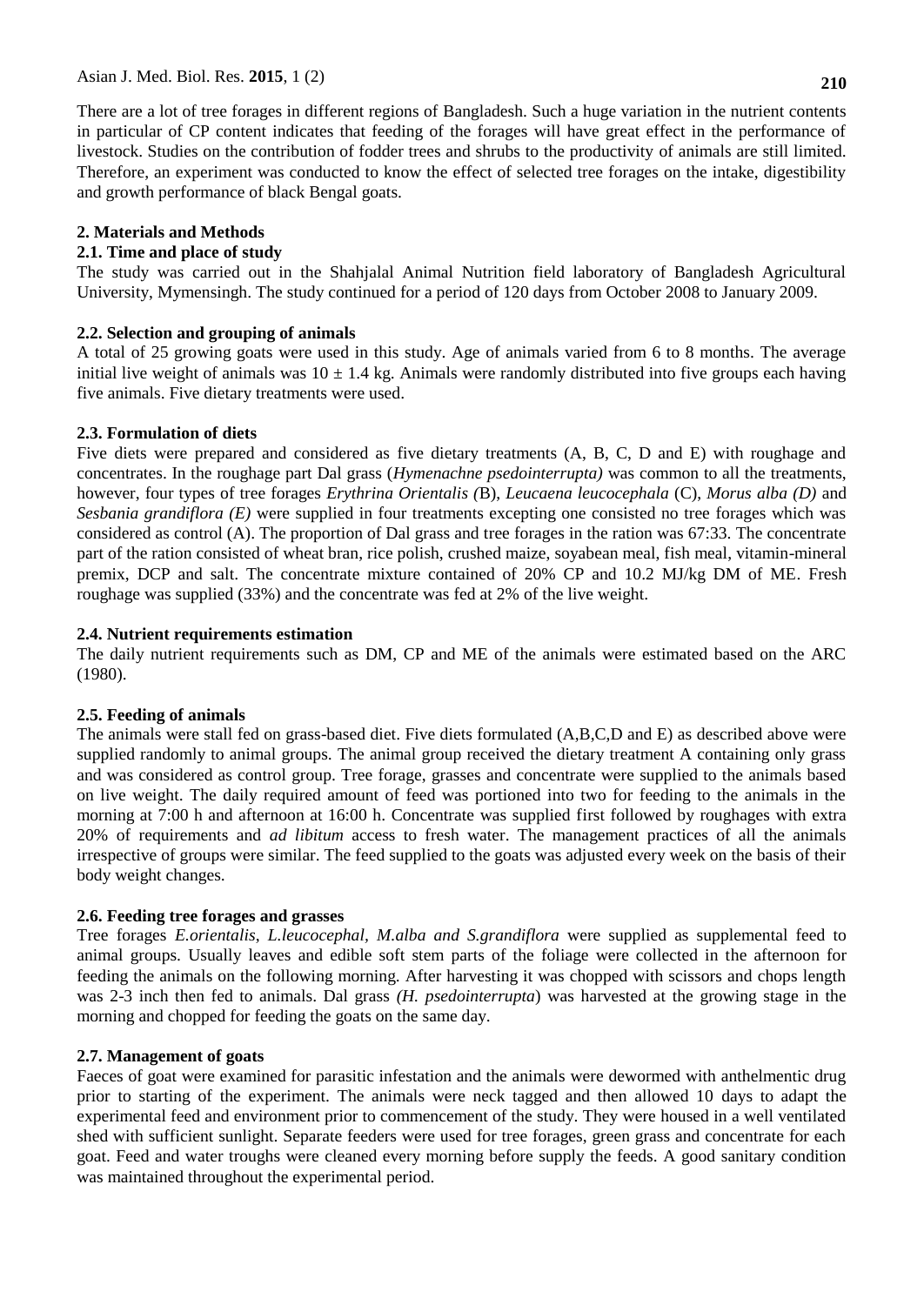There are a lot of tree forages in different regions of Bangladesh. Such a huge variation in the nutrient contents in particular of CP content indicates that feeding of the forages will have great effect in the performance of livestock. Studies on the contribution of fodder trees and shrubs to the productivity of animals are still limited. Therefore, an experiment was conducted to know the effect of selected tree forages on the intake, digestibility and growth performance of black Bengal goats.

## 2. Materials and Methods

### 2.1. Time and place of study

The study was carried out in the Shahjalal Animal Nutrition field laboratory of Bangladesh Agricultural University, Mymensingh. The study continued for a period of 120 days from October 2008 to January 2009.

### 2.2. Selection and grouping of animals

A total of 25 growing goats were used in this study. Age of animals varied from 6 to 8 months. The average initial live weight of animals was $10 \pm 1.4$ kg. Animals were randomly distributed into five groups each having five animals. Five dietary treatments were used.

### 2.3. Formulation of diets

Five diets were prepared and considered as five dietary treatments (A, B, C, D and E) with roughage and concentrates. In the roughage part Dal grass (*Hymenachne psedointerrupta)* was common to all the treatments, however, four types of tree forages *Erythrina Orientalis (*B), *Leucaena leucocephala* (C), *Morus alba (D)* and *Sesbania grandiflora (E)* were supplied in four treatments excepting one consisted no tree forages which was considered as control (A). The proportion of Dal grass and tree forages in the ration was 67:33. The concentrate part of the ration consisted of wheat bran, rice polish, crushed maize, soyabean meal, fish meal, vitamin-mineral premix, DCP and salt. The concentrate mixture contained of 20% CP and 10.2 MJ/kg DM of ME. Fresh roughage was supplied (33%) and the concentrate was fed at 2% of the live weight.

### 2.4. Nutrient requirements estimation

The daily nutrient requirements such as DM, CP and ME of the animals were estimated based on the ARC (1980).

### 2.5. Feeding of animals

The animals were stall fed on grass-based diet. Five diets formulated (A,B,C,D and E) as described above were supplied randomly to animal groups. The animal group received the dietary treatment A containing only grass and was considered as control group. Tree forage, grasses and concentrate were supplied to the animals based on live weight. The daily required amount of feed was portioned into two for feeding to the animals in the morning at 7:00 h and afternoon at 16:00 h. Concentrate was supplied first followed by roughages with extra 20% of requirements and *ad libitum* access to fresh water. The management practices of all the animals irrespective of groups were similar. The feed supplied to the goats was adjusted every week on the basis of their body weight changes.

### 2.6. Feeding tree forages and grasses

Tree forages *E.orientalis*, *L.leucocephal*, *M.alba and S.grandiflora* were supplied as supplemental feed to animal groups. Usually leaves and edible soft stem parts of the foliage were collected in the afternoon for feeding the animals on the following morning. After harvesting it was chopped with scissors and chops length was 2-3 inch then fed to animals. Dal grass *(H. psedointerrupta*) was harvested at the growing stage in the morning and chopped for feeding the goats on the same day.

### 2.7. Management of goats

Faeces of goat were examined for parasitic infestation and the animals were dewormed with anthelmentic drug prior to starting of the experiment. The animals were neck tagged and then allowed 10 days to adapt the experimental feed and environment prior to commencement of the study. They were housed in a well ventilated shed with sufficient sunlight. Separate feeders were used for tree forages, green grass and concentrate for each goat. Feed and water troughs were cleaned every morning before supply the feeds. A good sanitary condition was maintained throughout the experimental period.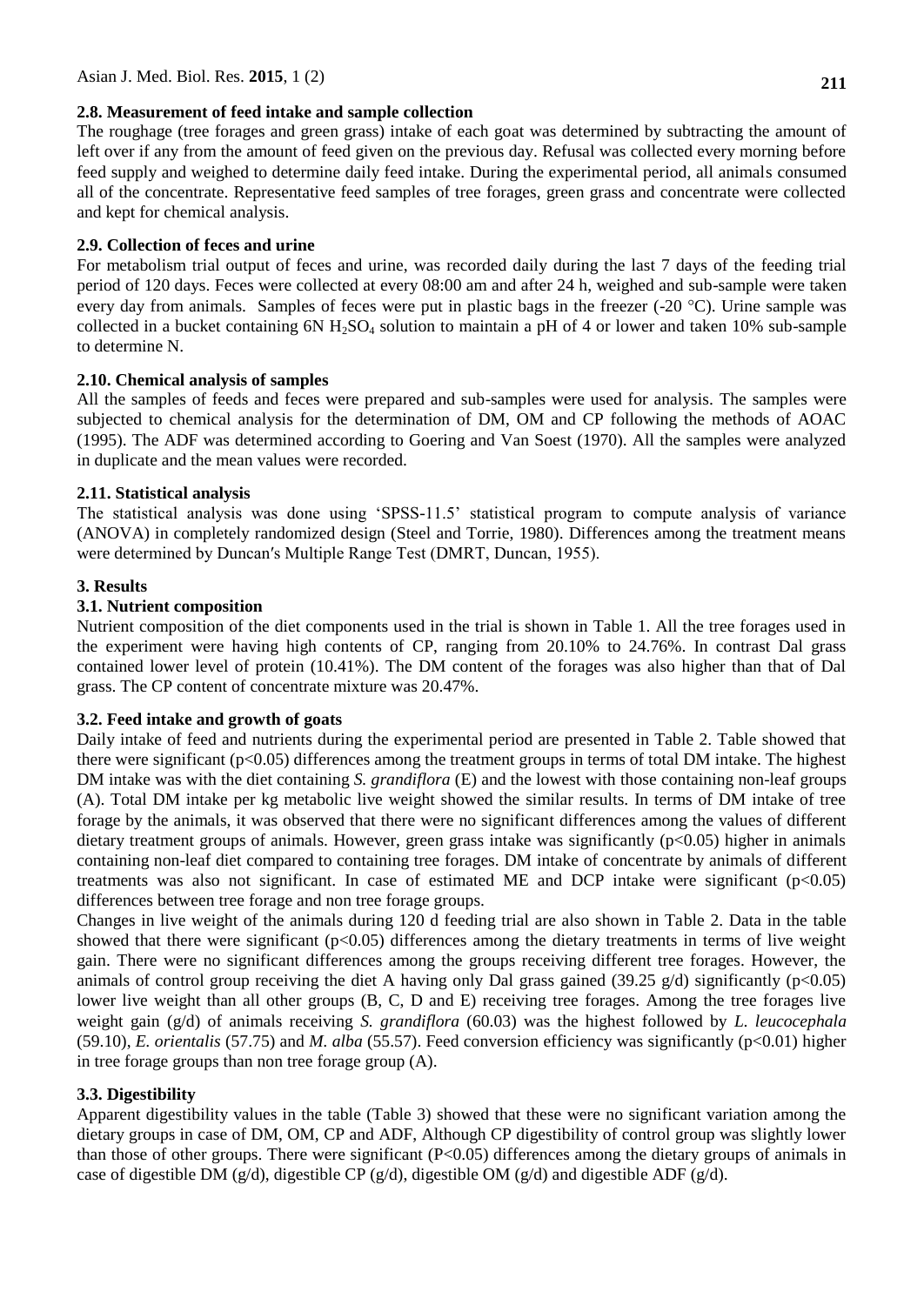### 2.8. Measurement of feed intake and sample collection

The roughage (tree forages and green grass) intake of each goat was determined by subtracting the amount of left over if any from the amount of feed given on the previous day. Refusal was collected every morning before feed supply and weighed to determine daily feed intake. During the experimental period, all animals consumed all of the concentrate. Representative feed samples of tree forages, green grass and concentrate were collected and kept for chemical analysis.

### 2.9. Collection of feces and urine

For metabolism trial output of feces and urine, was recorded daily during the last 7 days of the feeding trial period of 120 days. Feces were collected at every 08:00 am and after 24 h, weighed and sub-sample were taken every day from animals. Samples of feces were put in plastic bags in the freezer (-20 °C). Urine sample was collected in a bucket containing 6N $H_2SO_4$ solution to maintain a pH of 4 or lower and taken 10% sub-sample to determine N.

### 2.10. Chemical analysis of samples

All the samples of feeds and feces were prepared and sub-samples were used for analysis. The samples were subjected to chemical analysis for the determination of DM, OM and CP following the methods of AOAC (1995). The ADF was determined according to Goering and Van Soest (1970). All the samples were analyzed in duplicate and the mean values were recorded.

### 2.11. Statistical analysis

The statistical analysis was done using 'SPSS-11.5' statistical program to compute analysis of variance (ANOVA) in completely randomized design (Steel and Torrie, 1980). Differences among the treatment means were determined by Duncan′s Multiple Range Test (DMRT, Duncan, 1955).

## 3. Results

### 3.1. Nutrient composition

Nutrient composition of the diet components used in the trial is shown in Table 1. All the tree forages used in the experiment were having high contents of CP, ranging from 20.10% to 24.76%. In contrast Dal grass contained lower level of protein (10.41%). The DM content of the forages was also higher than that of Dal grass. The CP content of concentrate mixture was 20.47%.

### 3.2. Feed intake and growth of goats

Daily intake of feed and nutrients during the experimental period are presented in Table 2. Table showed that there were significant ($p<0.05$) differences among the treatment groups in terms of total DM intake. The highest DM intake was with the diet containing *S. grandiflora* (E) and the lowest with those containing non-leaf groups (A). Total DM intake per kg metabolic live weight showed the similar results. In terms of DM intake of tree forage by the animals, it was observed that there were no significant differences among the values of different dietary treatment groups of animals. However, green grass intake was significantly ($p<0.05$) higher in animals containing non-leaf diet compared to containing tree forages. DM intake of concentrate by animals of different treatments was also not significant. In case of estimated ME and DCP intake were significant ($p<0.05$) differences between tree forage and non tree forage groups.

Changes in live weight of the animals during 120 d feeding trial are also shown in Table 2. Data in the table showed that there were significant ($p<0.05$) differences among the dietary treatments in terms of live weight gain. There were no significant differences among the groups receiving different tree forages. However, the animals of control group receiving the diet A having only Dal grass gained (39.25 g/d) significantly ($p<0.05$) lower live weight than all other groups (B, C, D and E) receiving tree forages. Among the tree forages live weight gain (g/d) of animals receiving *S. grandiflora* (60.03) was the highest followed by *L. leucocephala* (59.10), *E. orientalis* (57.75) and *M. alba* (55.57). Feed conversion efficiency was significantly ($p<0.01$) higher in tree forage groups than non tree forage group (A).

### 3.3. Digestibility

Apparent digestibility values in the table (Table 3) showed that these were no significant variation among the dietary groups in case of DM, OM, CP and ADF, Although CP digestibility of control group was slightly lower than those of other groups. There were significant ($P<0.05$) differences among the dietary groups of animals in case of digestible DM (g/d), digestible CP (g/d), digestible OM (g/d) and digestible ADF (g/d).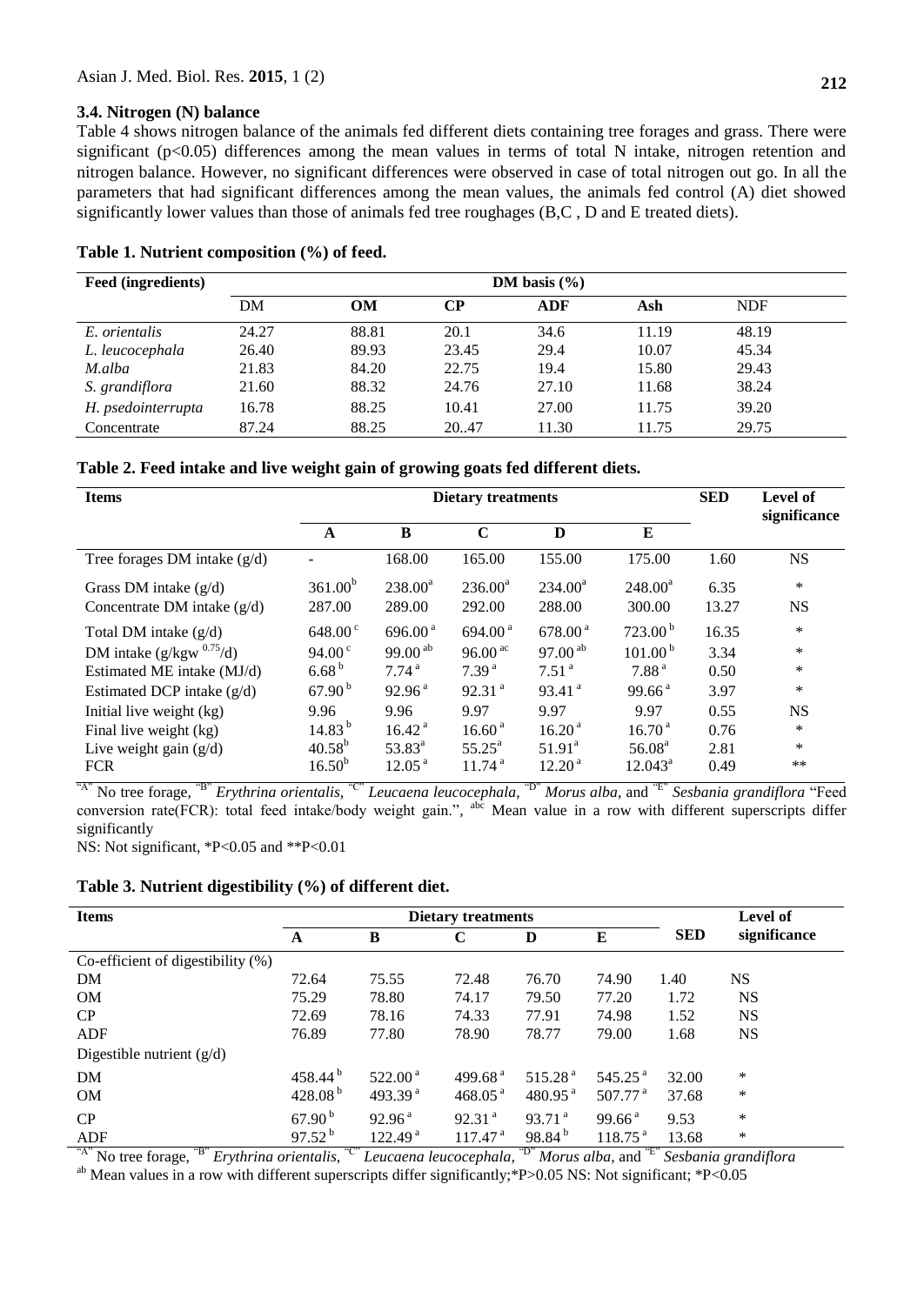### 3.4. Nitrogen (N) balance

Table 4 shows nitrogen balance of the animals fed different diets containing tree forages and grass. There were significant ($p<0.05$) differences among the mean values in terms of total N intake, nitrogen retention and nitrogen balance. However, no significant differences were observed in case of total nitrogen out go. In all the parameters that had significant differences among the mean values, the animals fed control (A) diet showed significantly lower values than those of animals fed tree roughages (B,C , D and E treated diets).

**Table 1. Nutrient composition (%) of feed.**

| Feed (ingredients) | DM basis (%) | | | | | |
|---|---|---|---|---|---|---|
| | DM | OM | CP | ADF | Ash | NDF |
| *E. orientalis* | 24.27 | 88.81 | 20.1 | 34.6 | 11.19 | 48.19 |
| *L. leucocephala* | 26.40 | 89.93 | 23.45 | 29.4 | 10.07 | 45.34 |
| *M.alba* | 21.83 | 84.20 | 22.75 | 19.4 | 15.80 | 29.43 |
| *S. grandiflora* | 21.60 | 88.32 | 24.76 | 27.10 | 11.68 | 38.24 |
| *H. psedointerrupta* | 16.78 | 88.25 | 10.41 | 27.00 | 11.75 | 39.20 |
| Concentrate | 87.24 | 88.25 | 20..47 | 11.30 | 11.75 | 29.75 |

**Table 2. Feed intake and live weight gain of growing goats fed different diets.**

| Items | Dietary treatments | | | | | SED | Level of significance |
|---|---|---|---|---|---|---|---|
| | A | B | C | D | E | | |
| Tree forages DM intake (g/d) | - | 168.00 | 165.00 | 155.00 | 175.00 | 1.60 | NS |
| Grass DM intake (g/d) | 361.00[b] | 238.00[a] | 236.00[a] | 234.00[a] | 248.00[a] | 6.35 | * |
| Concentrate DM intake (g/d) | 287.00 | 289.00 | 292.00 | 288.00 | 300.00 | 13.27 | NS |
| Total DM intake (g/d) | 648.00[c] | 696.00[a] | 694.00[a] | 678.00[a] | 723.00[b] | 16.35 | * |
| DM intake (g/kgw $^{0.75}$/d) | 94.00[c] | 99.00[ab] | 96.00[ac] | 97.00[ab] | 101.00[b] | 3.34 | * |
| Estimated ME intake (MJ/d) | 6.68[b] | 7.74[a] | 7.39[a] | 7.51[a] | 7.88[a] | 0.50 | * |
| Estimated DCP intake (g/d) | 67.90[b] | 92.96[a] | 92.31[a] | 93.41[a] | 99.66[a] | 3.97 | * |
| Initial live weight (kg) | 9.96 | 9.96 | 9.97 | 9.97 | 9.97 | 0.55 | NS |
| Final live weight (kg) | 14.83[b] | 16.42[a] | 16.60[a] | 16.20[a] | 16.70[a] | 0.76 | * |
| Live weight gain (g/d) | 40.58[b] | 53.83[a] | 55.25[a] | 51.91[a] | 56.08[a] | 2.81 | * |
| FCR | 16.50[b] | 12.05[a] | 11.74[a] | 12.20[a] | 12.043[a] | 0.49 | ** |

"A" No tree forage, "B" *Erythrina orientalis,* "C" *Leucaena leucocephala,* "D" *Morus alba*, and "E" *Sesbania grandiflora* "Feed conversion rate(FCR): total feed intake/body weight gain.", [abc] Mean value in a row with different superscripts differ significantly

NS: Not significant, *P<0.05 and **P<0.01

**Table 3. Nutrient digestibility (%) of different diet.**

| Items | Dietary treatments | | | | | SED | Level of significance |
|---|---|---|---|---|---|---|---|
| | A | B | C | D | E | | |
| Co-efficient of digestibility (%) | | | | | | | |
| DM | 72.64 | 75.55 | 72.48 | 76.70 | 74.90 | 1.40 | NS |
| OM | 75.29 | 78.80 | 74.17 | 79.50 | 77.20 | 1.72 | NS |
| CP | 72.69 | 78.16 | 74.33 | 77.91 | 74.98 | 1.52 | NS |
| ADF | 76.89 | 77.80 | 78.90 | 78.77 | 79.00 | 1.68 | NS |
| Digestible nutrient (g/d) | | | | | | | |
| DM | 458.44[b] | 522.00[a] | 499.68[a] | 515.28[a] | 545.25[a] | 32.00 | * |
| OM | 428.08[b] | 493.39[a] | 468.05[a] | 480.95[a] | 507.77[a] | 37.68 | * |
| CP | 67.90[b] | 92.96[a] | 92.31[a] | 93.71[a] | 99.66[a] | 9.53 | * |
| ADF | 97.52[b] | 122.49[a] | 117.47[a] | 98.84[b] | 118.75[a] | 13.68 | * |

"A" No tree forage, "B" *Erythrina orientalis,* "C" *Leucaena leucocephala,* "D" *Morus alba*, and "E" *Sesbania grandiflora*

[ab] Mean values in a row with different superscripts differ significantly;*P>0.05 NS: Not significant; *P<0.05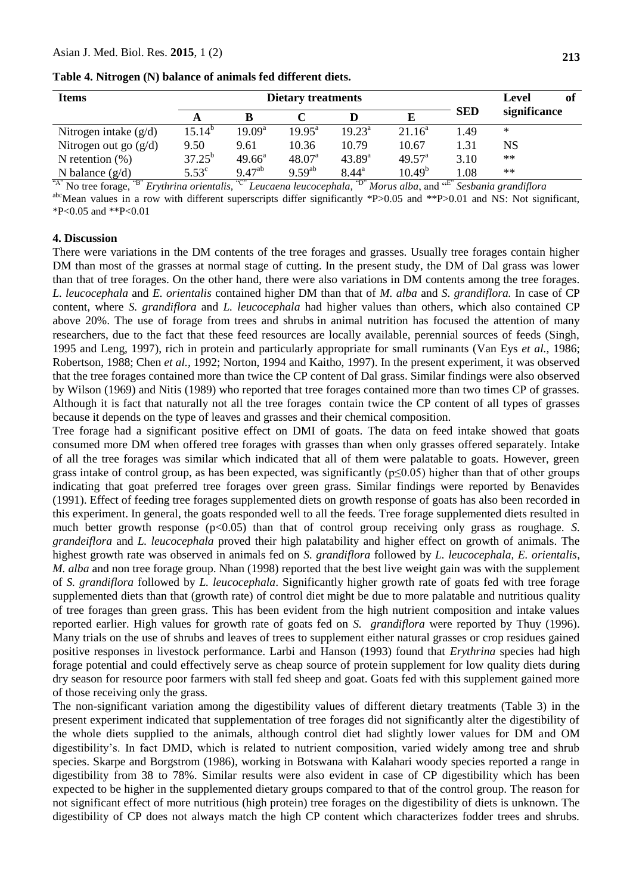**Table 4. Nitrogen (N) balance of animals fed different diets.**

| Items | Dietary treatments | | | | | SED | Level of significance |
|---|---|---|---|---|---|---|---|
| | A | B | C | D | E | | |
| Nitrogen intake (g/d) | 15.14[b] | 19.09[a] | 19.95[a] | 19.23[a] | 21.16[a] | 1.49 | * |
| Nitrogen out go (g/d) | 9.50 | 9.61 | 10.36 | 10.79 | 10.67 | 1.31 | NS |
| N retention (%) | 37.25[b] | 49.66[a] | 48.07[a] | 43.89[a] | 49.57[a] | 3.10 | ** |
| N balance (g/d) | 5.53[c] | 9.47[ab] | 9.59[ab] | 8.44[a] | 10.49[b] | 1.08 | ** |

"A" No tree forage, "B" *Erythrina orientalis*, "C" *Leucaena leucocephala*, "D" *Morus alba*, and "E" *Sesbania grandiflora*

[abc]Mean values in a row with different superscripts differ significantly *P>0.05 and **P>0.01 and NS: Not significant, *P<0.05 and **P<0.01

## 4. Discussion

There were variations in the DM contents of the tree forages and grasses. Usually tree forages contain higher DM than most of the grasses at normal stage of cutting. In the present study, the DM of Dal grass was lower than that of tree forages. On the other hand, there were also variations in DM contents among the tree forages. *L. leucocephala* and *E. orientalis* contained higher DM than that of *M. alba* and *S. grandiflora.* In case of CP content, where *S. grandiflora* and *L. leucocephala* had higher values than others, which also contained CP above 20%. The use of forage from trees and shrubs in animal nutrition has focused the attention of many researchers, due to the fact that these feed resources are locally available, perennial sources of feeds (Singh, 1995 and Leng, 1997), rich in protein and particularly appropriate for small ruminants (Van Eys *et al.,* 1986; Robertson, 1988; Chen *et al.,* 1992; Norton, 1994 and Kaitho, 1997). In the present experiment, it was observed that the tree forages contained more than twice the CP content of Dal grass. Similar findings were also observed by Wilson (1969) and Nitis (1989) who reported that tree forages contained more than two times CP of grasses. Although it is fact that naturally not all the tree forages contain twice the CP content of all types of grasses because it depends on the type of leaves and grasses and their chemical composition.

Tree forage had a significant positive effect on DMI of goats. The data on feed intake showed that goats consumed more DM when offered tree forages with grasses than when only grasses offered separately. Intake of all the tree forages was similar which indicated that all of them were palatable to goats. However, green grass intake of control group, as has been expected, was significantly ($p \leq 0.05$) higher than that of other groups indicating that goat preferred tree forages over green grass. Similar findings were reported by Benavides (1991). Effect of feeding tree forages supplemented diets on growth response of goats has also been recorded in this experiment. In general, the goats responded well to all the feeds. Tree forage supplemented diets resulted in much better growth response ($p<0.05$) than that of control group receiving only grass as roughage. *S. grandeiflora* and *L. leucocephala* proved their high palatability and higher effect on growth of animals. The highest growth rate was observed in animals fed on *S. grandiflora* followed by *L. leucocephala, E. orientalis*, *M. alba* and non tree forage group. Nhan (1998) reported that the best live weight gain was with the supplement of *S. grandiflora* followed by *L. leucocephala*. Significantly higher growth rate of goats fed with tree forage supplemented diets than that (growth rate) of control diet might be due to more palatable and nutritious quality of tree forages than green grass. This has been evident from the high nutrient composition and intake values reported earlier. High values for growth rate of goats fed on *S. grandiflora* were reported by Thuy (1996). Many trials on the use of shrubs and leaves of trees to supplement either natural grasses or crop residues gained positive responses in livestock performance. Larbi and Hanson (1993) found that *Erythrina* species had high forage potential and could effectively serve as cheap source of protein supplement for low quality diets during dry season for resource poor farmers with stall fed sheep and goat. Goats fed with this supplement gained more of those receiving only the grass.

The non-significant variation among the digestibility values of different dietary treatments (Table 3) in the present experiment indicated that supplementation of tree forages did not significantly alter the digestibility of the whole diets supplied to the animals, although control diet had slightly lower values for DM and OM digestibility's. In fact DMD, which is related to nutrient composition, varied widely among tree and shrub species. Skarpe and Borgstrom (1986), working in Botswana with Kalahari woody species reported a range in digestibility from 38 to 78%. Similar results were also evident in case of CP digestibility which has been expected to be higher in the supplemented dietary groups compared to that of the control group. The reason for not significant effect of more nutritious (high protein) tree forages on the digestibility of diets is unknown. The digestibility of CP does not always match the high CP content which characterizes fodder trees and shrubs.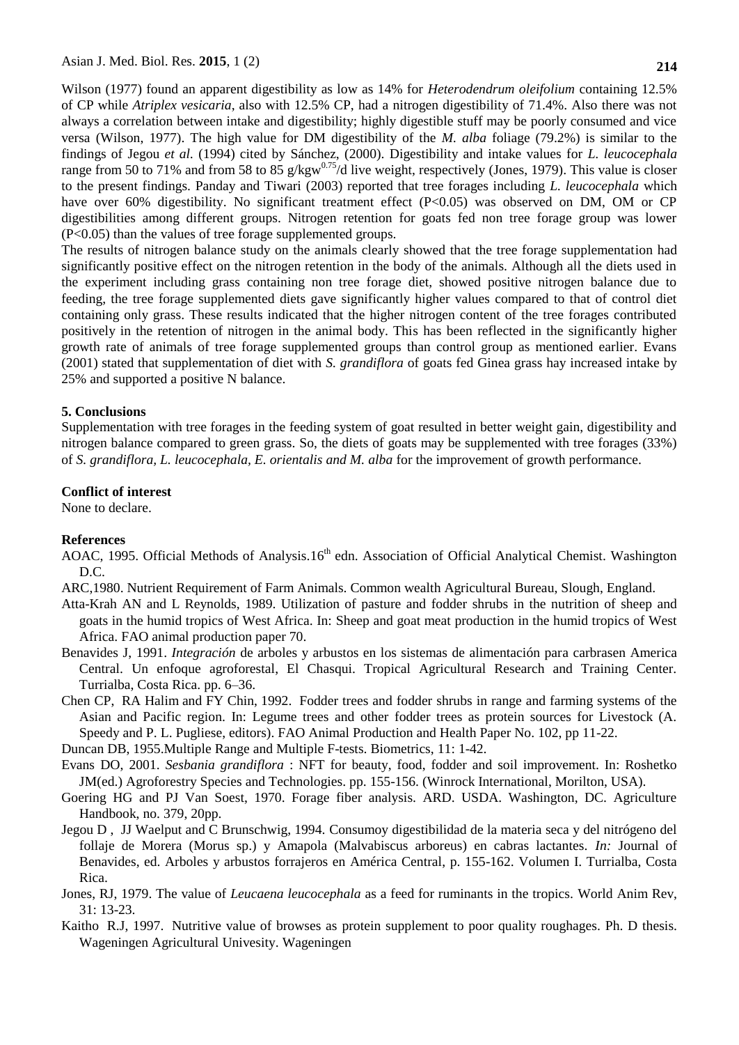Wilson (1977) found an apparent digestibility as low as 14% for *Heterodendrum oleifolium* containing 12.5% of CP while *Atriplex vesicaria*, also with 12.5% CP, had a nitrogen digestibility of 71.4%. Also there was not always a correlation between intake and digestibility; highly digestible stuff may be poorly consumed and vice versa (Wilson, 1977). The high value for DM digestibility of the *M. alba* foliage (79.2%) is similar to the findings of Jegou *et al.* (1994) cited by Sánchez, (2000). Digestibility and intake values for *L. leucocephala* range from 50 to 71% and from 58 to 85 g/kgw$^{0.75}$/d live weight, respectively (Jones, 1979). This value is closer to the present findings. Panday and Tiwari (2003) reported that tree forages including *L. leucocephala* which have over 60% digestibility. No significant treatment effect ($P<0.05$) was observed on DM, OM or CP digestibilities among different groups. Nitrogen retention for goats fed non tree forage group was lower ($P<0.05$) than the values of tree forage supplemented groups.

The results of nitrogen balance study on the animals clearly showed that the tree forage supplementation had significantly positive effect on the nitrogen retention in the body of the animals. Although all the diets used in the experiment including grass containing non tree forage diet, showed positive nitrogen balance due to feeding, the tree forage supplemented diets gave significantly higher values compared to that of control diet containing only grass. These results indicated that the higher nitrogen content of the tree forages contributed positively in the retention of nitrogen in the animal body. This has been reflected in the significantly higher growth rate of animals of tree forage supplemented groups than control group as mentioned earlier. Evans (2001) stated that supplementation of diet with *S. grandiflora* of goats fed Ginea grass hay increased intake by 25% and supported a positive N balance.

## 5. Conclusions

Supplementation with tree forages in the feeding system of goat resulted in better weight gain, digestibility and nitrogen balance compared to green grass. So, the diets of goats may be supplemented with tree forages (33%) of *S. grandiflora, L. leucocephala, E. orientalis and M. alba* for the improvement of growth performance.

## Conflict of interest

None to declare.

## References

AOAC, 1995. Official Methods of Analysis.16$^{th}$ edn. Association of Official Analytical Chemist. Washington D.C.

ARC,1980. Nutrient Requirement of Farm Animals. Common wealth Agricultural Bureau, Slough, England.

Atta-Krah AN and L Reynolds, 1989. Utilization of pasture and fodder shrubs in the nutrition of sheep and goats in the humid tropics of West Africa. In: Sheep and goat meat production in the humid tropics of West Africa. FAO animal production paper 70.

Benavides J, 1991. *Integración* de arboles y arbustos en los sistemas de alimentación para carbrasen America Central. Un enfoque agroforestal, El Chasqui. Tropical Agricultural Research and Training Center. Turrialba, Costa Rica. pp. 6–36.

Chen CP, RA Halim and FY Chin, 1992. Fodder trees and fodder shrubs in range and farming systems of the Asian and Pacific region. In: Legume trees and other fodder trees as protein sources for Livestock (A. Speedy and P. L. Pugliese, editors). FAO Animal Production and Health Paper No. 102, pp 11-22.

Duncan DB, 1955.Multiple Range and Multiple F-tests. Biometrics, 11: 1-42.

Evans DO, 2001. *Sesbania grandiflora* : NFT for beauty, food, fodder and soil improvement. In: Roshetko JM(ed.) Agroforestry Species and Technologies. pp. 155-156. (Winrock International, Morilton, USA).

Goering HG and PJ Van Soest, 1970. Forage fiber analysis. ARD. USDA. Washington, DC. Agriculture Handbook, no. 379, 20pp.

Jegou D , JJ Waelput and C Brunschwig, 1994. Consumoy digestibilidad de la materia seca y del nitrógeno del follaje de Morera (Morus sp.) y Amapola (Malvabiscus arboreus) en cabras lactantes. *In:* Journal of Benavides, ed. Arboles y arbustos forrajeros en América Central, p. 155-162. Volumen I. Turrialba, Costa Rica.

Jones, RJ, 1979. The value of *Leucaena leucocephala* as a feed for ruminants in the tropics. World Anim Rev, 31: 13-23.

Kaitho R.J, 1997. Nutritive value of browses as protein supplement to poor quality roughages. Ph. D thesis. Wageningen Agricultural Univesity. Wageningen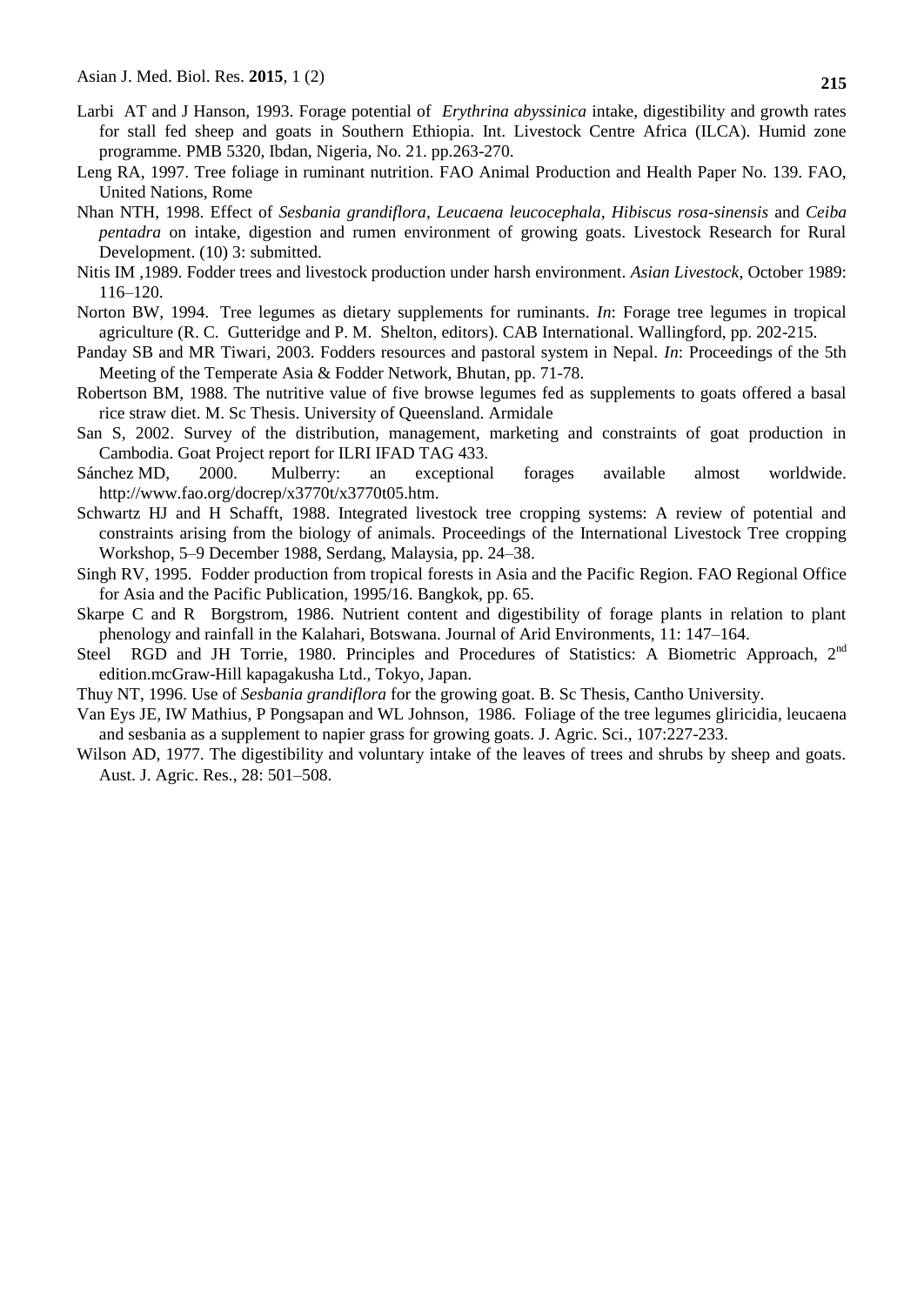Larbi AT and J Hanson, 1993. Forage potential of *Erythrina abyssinica* intake, digestibility and growth rates for stall fed sheep and goats in Southern Ethiopia. Int. Livestock Centre Africa (ILCA). Humid zone programme. PMB 5320, Ibdan, Nigeria, No. 21. pp.263-270.

Leng RA, 1997. Tree foliage in ruminant nutrition. FAO Animal Production and Health Paper No. 139. FAO, United Nations, Rome

Nhan NTH, 1998. Effect of *Sesbania grandiflora*, *Leucaena leucocephala*, *Hibiscus rosa-sinensis* and *Ceiba pentadra* on intake, digestion and rumen environment of growing goats. Livestock Research for Rural Development. (10) 3: submitted.

Nitis IM ,1989. Fodder trees and livestock production under harsh environment. *Asian Livestock*, October 1989: 116–120.

Norton BW, 1994. Tree legumes as dietary supplements for ruminants. *In*: Forage tree legumes in tropical agriculture (R. C. Gutteridge and P. M. Shelton, editors). CAB International. Wallingford, pp. 202-215.

Panday SB and MR Tiwari, 2003. Fodders resources and pastoral system in Nepal. *In*: Proceedings of the 5th Meeting of the Temperate Asia & Fodder Network, Bhutan, pp. 71-78.

Robertson BM, 1988. The nutritive value of five browse legumes fed as supplements to goats offered a basal rice straw diet. M. Sc Thesis. University of Queensland. Armidale

San S, 2002. Survey of the distribution, management, marketing and constraints of goat production in Cambodia. Goat Project report for ILRI IFAD TAG 433.

Sánchez MD, 2000. Mulberry: an exceptional forages available almost worldwide. http://www.fao.org/docrep/x3770t/x3770t05.htm.

Schwartz HJ and H Schafft, 1988. Integrated livestock tree cropping systems: A review of potential and constraints arising from the biology of animals. Proceedings of the International Livestock Tree cropping Workshop, 5–9 December 1988, Serdang, Malaysia, pp. 24–38.

Singh RV, 1995. Fodder production from tropical forests in Asia and the Pacific Region. FAO Regional Office for Asia and the Pacific Publication, 1995/16. Bangkok, pp. 65.

Skarpe C and R Borgstrom, 1986. Nutrient content and digestibility of forage plants in relation to plant phenology and rainfall in the Kalahari, Botswana. Journal of Arid Environments, 11: 147–164.

Steel RGD and JH Torrie, 1980. Principles and Procedures of Statistics: A Biometric Approach, 2nd edition.mcGraw-Hill kapagakusha Ltd., Tokyo, Japan.

Thuy NT, 1996. Use of *Sesbania grandiflora* for the growing goat. B. Sc Thesis, Cantho University.

Van Eys JE, IW Mathius, P Pongsapan and WL Johnson, 1986. Foliage of the tree legumes gliricidia, leucaena and sesbania as a supplement to napier grass for growing goats. J. Agric. Sci., 107:227-233.

Wilson AD, 1977. The digestibility and voluntary intake of the leaves of trees and shrubs by sheep and goats. Aust. J. Agric. Res., 28: 501–508.